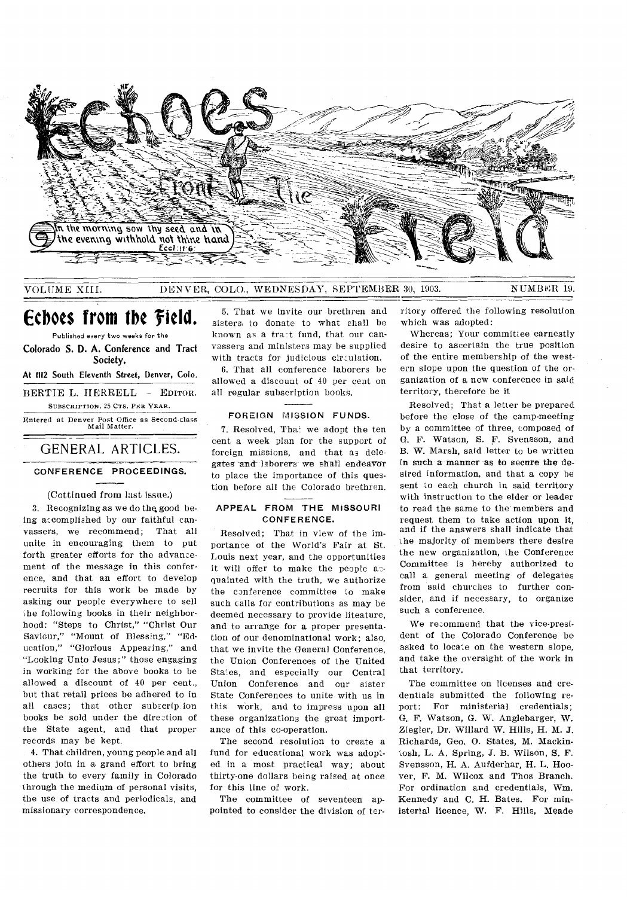# Echoes from the Field

In the morning sow thy seed and in the evening withhold not thine hand Eccl. 11:6

VOLUME XIII. DENVER, COLO., WEDNESDAY, SEPTEMBER 30, 1903. NUMBER 19.

## Echoes from the Field.

Published every two weeks for the

**Colorado S. D. A. Conference and Tract Society,**

**At 1112 South Eleventh Street, Denver, Colo.**

BERTIE L. HERRELL - EDITOR.

SUBSCRIPTION, 25 CTS. PER YEAR.

Entered at Denver Post Office as Second-class Mail Matter.

## GENERAL ARTICLES.

### CONFERENCE PROCEEDINGS.

(Continued from last issue.)

3. Recognizing as we do the good being accomplished by our faithful canvassers, we recommend; That all unite in encouraging them to put forth greater efforts for the advancement of the message in this conference, and that an effort to develop recruits for this work be made by asking our people everywhere to sell the following books in their neighborhood: "Steps to Christ," "Christ Our Saviour," "Mount of Blessing," "Education," "Glorious Appearing," and "Looking Unto Jesus;" those engaging in working for the above books to be allowed a discount of 40 per cent., but that retail prices be adhered to in all cases; that other subscription books be sold under the direction of the State agent, and that proper records may be kept.

4. That children, young people and all others join in a grand effort to bring the truth to every family in Colorado through the medium of personal visits, the use of tracts and periodicals, and missionary correspondence.

5. That we invite our brethren and sisters to donate to what shall be known as a tract fund, that our canvassers and ministers may be supplied with tracts for judicious circulation.

6. That all conference laborers be allowed a discount of 40 per cent on all regular subscription books.

### FOREIGN MISSION FUNDS.

7. Resolved, That we adopt the ten cent a week plan for the support of foreign missions, and that as delegates and laborers we shall endeavor to place the importance of this question before all the Colorado brethren.

### APPEAL FROM THE MISSOURI CONFERENCE.

Resolved; That in view of the importance of the World's Fair at St. Louis next year, and the opportunities it will offer to make the people acquainted with the truth, we authorize the conference committee to make such calls for contributions as may be deemed necessary to provide literature, and to arrange for a proper presentation of our denominational work; also, that we invite the General Conference, the Union Conferences of the United States, and especially our Central Union Conference and our sister State Conferences to unite with us in this work, and to impress upon all these organizations the great importance of this co-operation.

The second resolution to create a fund for educational work was adopted in a most practical way; about thirty-one dollars being raised at once for this line of work.

The committee of seventeen appointed to consider the division of territory offered the following resolution which was adopted:

Whereas; Your committee earnestly desire to ascertain the true position of the entire membership of the western slope upon the question of the organization of a new conference in said territory, therefore be it

Resolved; That a letter be prepared before the close of the camp-meeting by a committee of three, composed of G. F. Watson, S. F. Svensson, and B. W. Marsh, said letter to be written in such a manner as to secure the desired information, and that a copy be sent to each church in said territory with instruction to the elder or leader to read the same to the members and request them to take action upon it, and if the answers shall indicate that the majority of members there desire the new organization, the Conference Committee is hereby authorized to call a general meeting of delegates from said churches to further consider, and if necessary, to organize such a conference.

We recommend that the vice-president of the Colorado Conference be asked to locate on the western slope, and take the oversight of the work in that territory.

The committee on licenses and credentials submitted the following report: For ministerial credentials; G. F. Watson, G. W. Anglebarger, W. Ziegler, Dr. Willard W. Hills, H. M. J. Richards, Geo. O. States, M. Mackintosh, L. A. Spring, J. B. Wilson, S. F. Svensson, H. A. Aufderhar, H. L. Hoover, F. M. Wilcox and Thos Branch. For ordination and credentials, Wm. Kennedy and C. H. Bates. For ministerial licence, W. F. Hills, Meade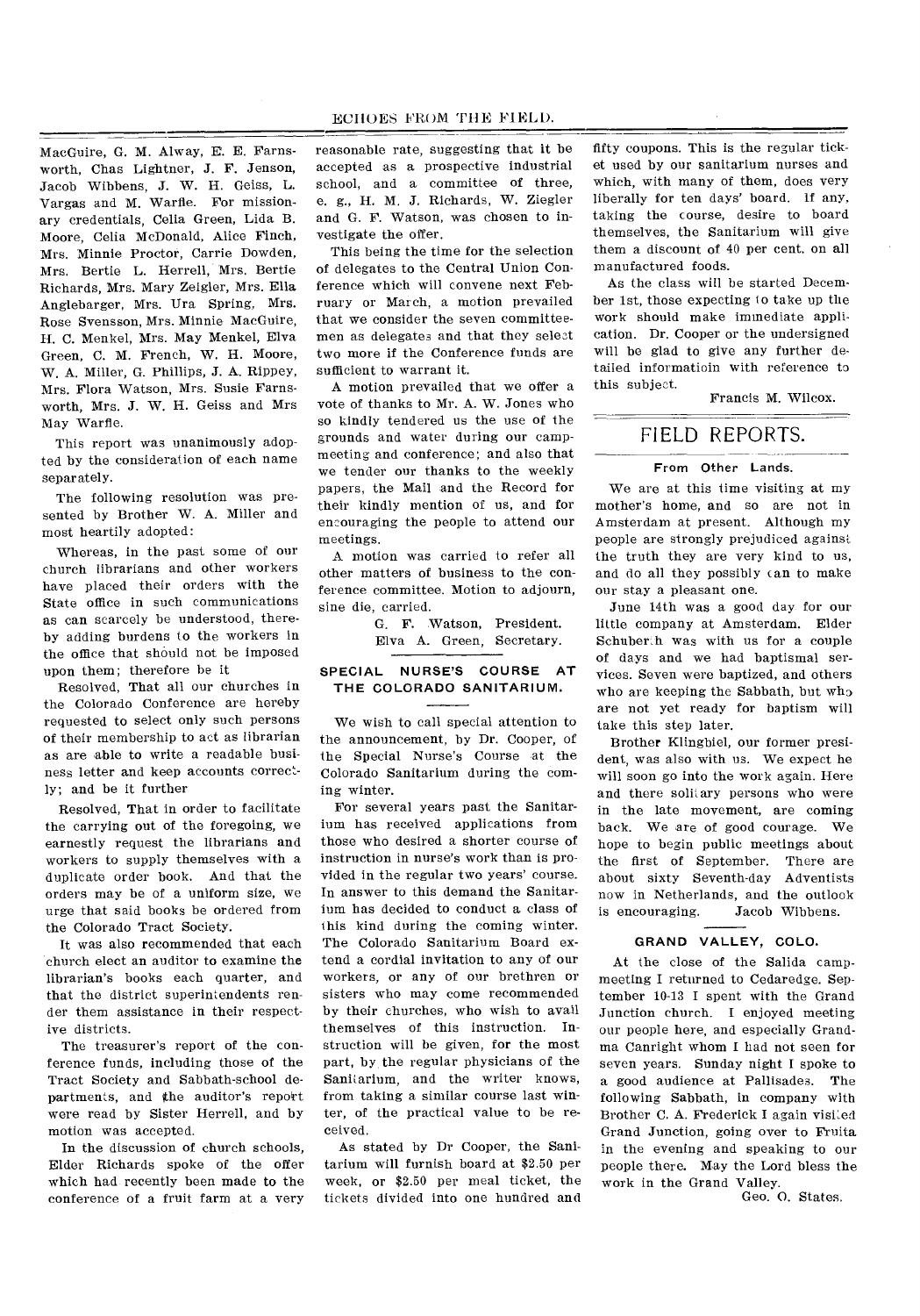MacGuire, G. M. Alway, E. E. Farnsworth, Chas Lightner, J. F. Jenson, Jacob Wibbens, J. W. H. Geiss, L. Vargas and M. Warfle. For missionary credentials, Celia Green, Lida B. Moore, Celia McDonald, Alice Finch, Mrs. Minnie Proctor, Carrie Dowden, Mrs. Bertie L. Herrell, Mrs. Bertie Richards, Mrs. Mary Zeigler, Mrs. Ella Anglebarger, Mrs. Ura Spring, Mrs. Rose Svensson, Mrs. Minnie MacGuire, H. C. Menkel, Mrs. May Menkel, Elva Green, C. M. French, W. H. Moore, W. A. Miller, G. Phillips, J. A. Rippey, Mrs. Flora Watson, Mrs. Susie Farnsworth, Mrs. J. W. H. Geiss and Mrs May Warfle.

This report was unanimously adopted by the consideration of each name separately.

The following resolution was presented by Brother W. A. Miller and most heartily adopted:

Whereas, in the past some of our church librarians and other workers have placed their orders with the State office in such communications as can scarcely be understood, thereby adding burdens to the workers in the office that should not be imposed upon them; therefore be it

Resolved, That all our churches in the Colorado Conference are hereby requested to select only such persons of their membership to act as librarian as are able to write a readable business letter and keep accounts correctly; and be it further

Resolved, That in order to facilitate the carrying out of the foregoing, we earnestly request the librarians and workers to supply themselves with a duplicate order book. And that the orders may be of a uniform size, we urge that said books be ordered from the Colorado Tract Society.

It was also recommended that each church elect an auditor to examine the librarian's books each quarter, and that the district superintendents render them assistance in their respective districts.

The treasurer's report of the conference funds, including those of the Tract Society and Sabbath-school departments, and the auditor's report were read by Sister Herrell, and by motion was accepted.

In the discussion of church schools, Elder Richards spoke of the offer which had recently been made to the conference of a fruit farm at a very reasonable rate, suggesting that it be accepted as a prospective industrial school, and a committee of three, e. g., H. M. J. Richards, W. Ziegler and G. F. Watson, was chosen to investigate the offer.

This being the time for the selection of delegates to the Central Union Conference which will convene next February or March, a motion prevailed that we consider the seven committeemen as delegates and that they select two more if the Conference funds are sufficient to warrant it.

A motion prevailed that we offer a vote of thanks to Mr. A. W. Jones who so kindly tendered us the use of the grounds and water during our campmeeting and conference; and also that we tender our thanks to the weekly papers, the Mail and the Record for their kindly mention of us, and for encouraging the people to attend our meetings.

A motion was carried to refer all other matters of business to the conference committee. Motion to adjourn, sine die, carried.

G. F. Watson, President.
Elva A. Green, Secretary.

### SPECIAL NURSE'S COURSE AT THE COLORADO SANITARIUM.

We wish to call special attention to the announcement, by Dr. Cooper, of the Special Nurse's Course at the Colorado Sanitarium during the coming winter.

For several years past the Sanitarium has received applications from those who desired a shorter course of instruction in nurse's work than is provided in the regular two years' course. In answer to this demand the Sanitarium has decided to conduct a class of this kind during the coming winter. The Colorado Sanitarium Board extend a cordial invitation to any of our workers, or any of our brethren or sisters who may come recommended by their churches, who wish to avail themselves of this instruction. Instruction will be given, for the most part, by the regular physicians of the Sanitarium, and the writer knows, from taking a similar course last winter, of the practical value to be received.

As stated by Dr Cooper, the Sanitarium will furnish board at $2.50 per week, or $2.50 per meal ticket, the tickets divided into one hundred and fifty coupons. This is the regular ticket used by our sanitarium nurses and which, with many of them, does very liberally for ten days' board. If any, taking the course, desire to board themselves, the Sanitarium will give them a discount of 40 per cent. on all manufactured foods.

As the class will be started December 1st, those expecting to take up the work should make immediate application. Dr. Cooper or the undersigned will be glad to give any further detailed informatioin with reference to this subject.

Francis M. Wilcox.

## FIELD REPORTS.

### From Other Lands.

We are at this time visiting at my mother's home, and so are not in Amsterdam at present. Although my people are strongly prejudiced against the truth they are very kind to us, and do all they possibly can to make our stay a pleasant one.

June 14th was a good day for our little company at Amsterdam. Elder Schuberth was with us for a couple of days and we had baptismal services. Seven were baptized, and others who are keeping the Sabbath, but who are not yet ready for baptism will take this step later.

Brother Klingbiel, our former president, was also with us. We expect he will soon go into the work again. Here and there solitary persons who were in the late movement, are coming back. We are of good courage. We hope to begin public meetings about the first of September. There are about sixty Seventh-day Adventists now in Netherlands, and the outlook is encouraging. Jacob Wibbens.

### GRAND VALLEY, COLO.

At the close of the Salida campmeeting I returned to Cedaredge. September 10-13 I spent with the Grand Junction church. I enjoyed meeting our people here, and especially Grandma Canright whom I had not seen for seven years. Sunday night I spoke to a good audience at Pallisades. The following Sabbath, in company with Brother C. A. Frederick I again visited Grand Junction, going over to Fruita in the evening and speaking to our people there. May the Lord bless the work in the Grand Valley.

Geo. O. States.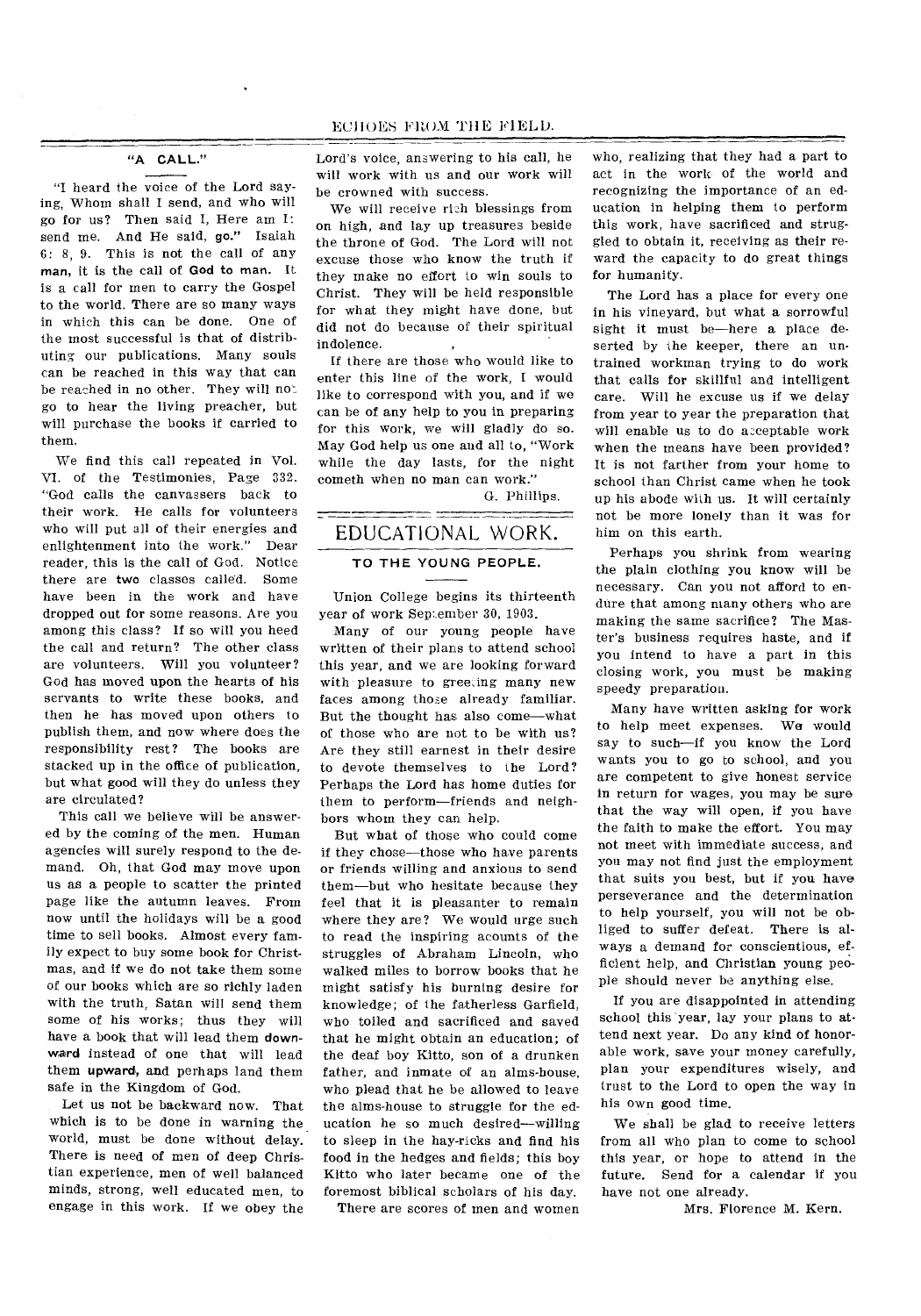### "A CALL."

"I heard the voice of the Lord saying, Whom shall I send, and who will go for us? Then said I, Here am I: send me. And He said, go." Isaiah 6: 8, 9. This is not the call of any man, it is the call of God to man. It is a call for men to carry the Gospel to the world. There are so many ways in which this can be done. One of the most successful is that of distributing our publications. Many souls can be reached in this way that can be reached in no other. They will not go to hear the living preacher, but will purchase the books if carried to them.

We find this call repeated in Vol. VI. of the Testimonies, Page 332. "God calls the canvassers back to their work. He calls for volunteers who will put all of their energies and enlightenment into the work." Dear reader, this is the call of God. Notice there are two classes called. Some have been in the work and have dropped out for some reasons. Are you among this class? If so will you heed the call and return? The other class are volunteers. Will you volunteer? God has moved upon the hearts of his servants to write these books, and then he has moved upon others to publish them, and now where does the responsibility rest? The books are stacked up in the office of publication, but what good will they do unless they are circulated?

This call we believe will be answered by the coming of the men. Human agencies will surely respond to the demand. Oh, that God may move upon us as a people to scatter the printed page like the autumn leaves. From now until the holidays will be a good time to sell books. Almost every family expect to buy some book for Christmas, and if we do not take them some of our books which are so richly laden with the truth, Satan will send them some of his works; thus they will have a book that will lead them downward instead of one that will lead them upward, and perhaps land them safe in the Kingdom of God.

Let us not be backward now. That which is to be done in warning the world, must be done without delay. There is need of men of deep Christian experience, men of well balanced minds, strong, well educated men, to engage in this work. If we obey the Lord's voice, answering to his call, he will work with us and our work will be crowned with success.

We will receive rich blessings from on high, and lay up treasures beside the throne of God. The Lord will not excuse those who know the truth if they make no effort to win souls to Christ. They will be held responsible for what they might have done, but did not do because of their spiritual indolence.

If there are those who would like to enter this line of the work, I would like to correspond with you, and if we can be of any help to you in preparing for this work, we will gladly do so. May God help us one and all to, "Work while the day lasts, for the night cometh when no man can work."

G. Phillips.

## EDUCATIONAL WORK.

### TO THE YOUNG PEOPLE.

Union College begins its thirteenth year of work September 30, 1903.

Many of our young people have written of their plans to attend school this year, and we are looking forward with pleasure to greeting many new faces among those already familiar. But the thought has also come—what of those who are not to be with us? Are they still earnest in their desire to devote themselves to the Lord? Perhaps the Lord has home duties for them to perform—friends and neighbors whom they can help.

But what of those who could come if they chose—those who have parents or friends willing and anxious to send them—but who hesitate because they feel that it is pleasanter to remain where they are? We would urge such to read the inspiring acounts of the struggles of Abraham Lincoln, who walked miles to borrow books that he might satisfy his burning desire for knowledge; of the fatherless Garfield, who toiled and sacrificed and saved that he might obtain an education; of the deaf boy Kitto, son of a drunken father, and inmate of an alms-house, who plead that he be allowed to leave the alms-house to struggle for the education he so much desired—willing to sleep in the hay-ricks and find his food in the hedges and fields; this boy Kitto who later became one of the foremost biblical scholars of his day.

There are scores of men and women who, realizing that they had a part to act in the work of the world and recognizing the importance of an education in helping them to perform this work, have sacrificed and struggled to obtain it, receiving as their reward the capacity to do great things for humanity.

The Lord has a place for every one in his vineyard, but what a sorrowful sight it must be—here a place deserted by the keeper, there an untrained workman trying to do work that calls for skillful and intelligent care. Will he excuse us if we delay from year to year the preparation that will enable us to do acceptable work when the means have been provided? It is not farther from your home to school than Christ came when he took up his abode with us. It will certainly not be more lonely than it was for him on this earth.

Perhaps you shrink from wearing the plain clothing you know will be necessary. Can you not afford to endure that among many others who are making the same sacrifice? The Master's business requires haste, and if you intend to have a part in this closing work, you must be making speedy preparation.

Many have written asking for work to help meet expenses. We would say to such—if you know the Lord wants you to go to school, and you are competent to give honest service in return for wages, you may be sure that the way will open, if you have the faith to make the effort. You may not meet with immediate success, and you may not find just the employment that suits you best, but if you have perseverance and the determination to help yourself, you will not be obliged to suffer defeat. There is always a demand for conscientious, efficient help, and Christian young people should never be anything else.

If you are disappointed in attending school this year, lay your plans to attend next year. Do any kind of honorable work, save your money carefully, plan your expenditures wisely, and trust to the Lord to open the way in his own good time.

We shall be glad to receive letters from all who plan to come to school this year, or hope to attend in the future. Send for a calendar if you have not one already.

Mrs. Florence M. Kern.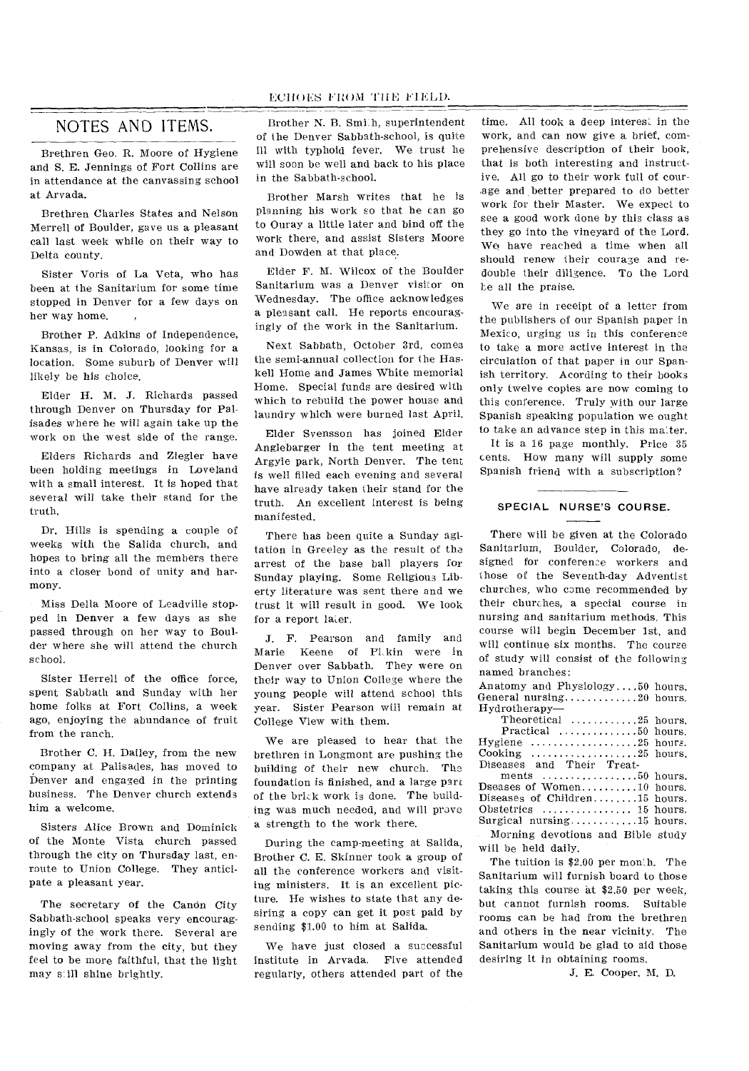## NOTES AND ITEMS.

Brethren Geo. R. Moore of Hygiene and S. E. Jennings of Fort Collins are in attendance at the canvassing school at Arvada.

Brethren Charles States and Nelson Merrell of Boulder, gave us a pleasant call last week while on their way to Delta county.

Sister Voris of La Veta, who has been at the Sanitarium for some time stopped in Denver for a few days on her way home.

Brother P. Adkins of Independence, Kansas, is in Colorado, looking for a location. Some suburb of Denver will likely be his choice.

Elder H. M. J. Richards passed through Denver on Thursday for Palisades where he will again take up the work on the west side of the range.

Elders Richards and Ziegler have been holding meetings in Loveland with a small interest. It is hoped that several will take their stand for the truth.

Dr. Hills is spending a couple of weeks with the Salida church, and hopes to bring all the members there into a closer bond of unity and harmony.

Miss Della Moore of Leadville stopped in Denver a few days as she passed through on her way to Boulder where she will attend the church school.

Sister Herrell of the office force, spent Sabbath and Sunday with her home folks at Fort Collins, a week ago, enjoying the abundance of fruit from the ranch.

Brother C. H. Dailey, from the new company at Palisades, has moved to Denver and engaged in the printing business. The Denver church extends him a welcome.

Sisters Alice Brown and Dominick of the Monte Vista church passed through the city on Thursday last, enroute to Union College. They anticipate a pleasant year.

The secretary of the Canón City Sabbath-school speaks very encouragingly of the work there. Several are moving away from the city, but they feel to be more faithful, that the light may still shine brightly.

Brother N. B. Smith, superintendent of the Denver Sabbath-school, is quite ill with typhoid fever. We trust he will soon be well and back to his place in the Sabbath-school.

Brother Marsh writes that he is planning his work so that he can go to Ouray a little later and bind off the work there, and assist Sisters Moore and Dowden at that place.

Elder F. M. Wilcox of the Boulder Sanitarium was a Denver visitor on Wednesday. The office acknowledges a pleasant call. He reports encouragingly of the work in the Sanitarium.

Next Sabbath, October 3rd, comes the semi-annual collection for the Haskell Home and James White memorial Home. Special funds are desired with which to rebuild the power house and laundry which were burned last April.

Elder Svensson has joined Elder Anglebarger in the tent meeting at Argyle park, North Denver. The tent is well filled each evening and several have already taken their stand for the truth. An excellent interest is being manifested.

There has been quite a Sunday agitation in Greeley as the result of the arrest of the base ball players for Sunday playing. Some Religious Liberty literature was sent there and we trust it will result in good. We look for a report later.

J. F. Pearson and family and Marie Keene of Pitkin were in Denver over Sabbath. They were on their way to Union College where the young people will attend school this year. Sister Pearson will remain at College View with them.

We are pleased to hear that the brethren in Longmont are pushing the building of their new church. The foundation is finished, and a large part of the brick work is done. The building was much needed, and will prove a strength to the work there.

During the camp-meeting at Salida, Brother C. E. Skinner took a group of all the conference workers and visiting ministers. It is an excellent picture. He wishes to state that any desiring a copy can get it post paid by sending $1.00 to him at Salida.

We have just closed a successful institute in Arvada. Five attended regularly, others attended part of the time. All took a deep interest in the work, and can now give a brief, comprehensive description of their book, that is both interesting and instructive. All go to their work full of courage and better prepared to do better work for their Master. We expect to see a good work done by this class as they go into the vineyard of the Lord. We have reached a time when all should renew their courage and redouble their diligence. To the Lord be all the praise.

We are in receipt of a letter from the publishers of our Spanish paper in Mexico, urging us in this conference to take a more active interest in the circulation of that paper in our Spanish territory. Acording to their books only twelve copies are now coming to this conference. Truly with our large Spanish speaking population we ought to take an advance step in this matter.

It is a 16 page monthly. Price 35 cents. How many will supply some Spanish friend with a subscription?

### SPECIAL NURSE'S COURSE.

There will be given at the Colorado Sanitarium, Boulder, Colorado, designed for conference workers and those of the Seventh-day Adventist churches, who come recommended by their churches, a special course in nursing and sanitarium methods. This course will begin December 1st, and will continue six months. The course of study will consist of the following named branches:

| | |
|---|---|
| Anatomy and Physiology | 50 hours. |
| General nursing | 20 hours. |
| Hydrotherapy— | |
| Theoretical | 25 hours. |
| Practical | 50 hours. |
| Hygiene | 25 hours. |
| Cooking | 25 hours. |
| Diseases and Their Treatments | 50 hours. |
| Dseases of Women | 10 hours. |
| Diseases of Children | 15 hours. |
| Obstetrics | 15 hours. |
| Surgical nursing | 15 hours. |

Morning devotions and Bible study will be held daily.

The tuition is $2.00 per month. The Sanitarium will furnish board to those taking this course at $2.50 per week, but cannot furnish rooms. Suitable rooms can be had from the brethren and others in the near vicinity. The Sanitarium would be glad to aid those desiring it in obtaining rooms.

J. E. Cooper, M. D.